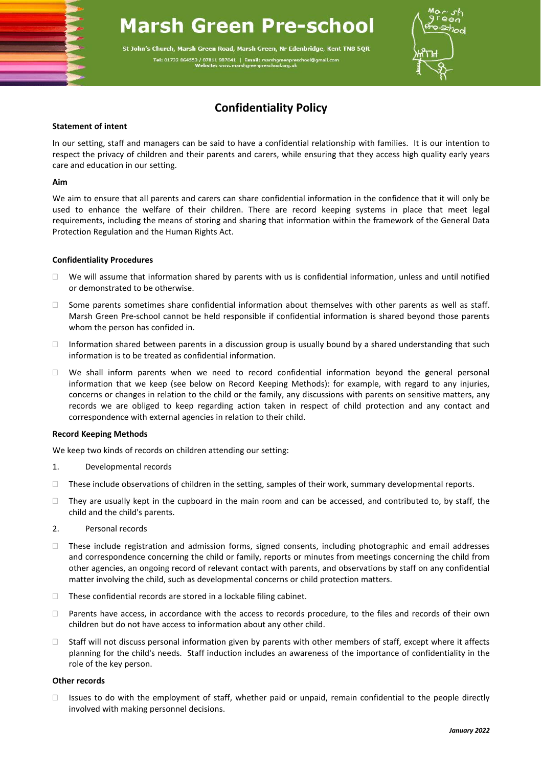# Marsh Green Pre-school

St John's Church, Marsh Green Road, Marsh Green, Nr Edenbridge, Kent TN8 5QR

Tel: 01732 864553 / 07811 987041 | Email: marshgreenpreschool@gmail.com
Website: www.marshgreenpreschool.org.uk

## Confidentiality Policy

**Statement of intent**

In our setting, staff and managers can be said to have a confidential relationship with families. It is our intention to respect the privacy of children and their parents and carers, while ensuring that they access high quality early years care and education in our setting.

**Aim**

We aim to ensure that all parents and carers can share confidential information in the confidence that it will only be used to enhance the welfare of their children. There are record keeping systems in place that meet legal requirements, including the means of storing and sharing that information within the framework of the General Data Protection Regulation and the Human Rights Act.

**Confidentiality Procedures**

- We will assume that information shared by parents with us is confidential information, unless and until notified or demonstrated to be otherwise.
- Some parents sometimes share confidential information about themselves with other parents as well as staff. Marsh Green Pre-school cannot be held responsible if confidential information is shared beyond those parents whom the person has confided in.
- Information shared between parents in a discussion group is usually bound by a shared understanding that such information is to be treated as confidential information.
- We shall inform parents when we need to record confidential information beyond the general personal information that we keep (see below on Record Keeping Methods): for example, with regard to any injuries, concerns or changes in relation to the child or the family, any discussions with parents on sensitive matters, any records we are obliged to keep regarding action taken in respect of child protection and any contact and correspondence with external agencies in relation to their child.

**Record Keeping Methods**

We keep two kinds of records on children attending our setting:

1. Developmental records

- These include observations of children in the setting, samples of their work, summary developmental reports.
- They are usually kept in the cupboard in the main room and can be accessed, and contributed to, by staff, the child and the child's parents.

2. Personal records

- These include registration and admission forms, signed consents, including photographic and email addresses and correspondence concerning the child or family, reports or minutes from meetings concerning the child from other agencies, an ongoing record of relevant contact with parents, and observations by staff on any confidential matter involving the child, such as developmental concerns or child protection matters.
- These confidential records are stored in a lockable filing cabinet.
- Parents have access, in accordance with the access to records procedure, to the files and records of their own children but do not have access to information about any other child.
- Staff will not discuss personal information given by parents with other members of staff, except where it affects planning for the child's needs. Staff induction includes an awareness of the importance of confidentiality in the role of the key person.

**Other records**

- Issues to do with the employment of staff, whether paid or unpaid, remain confidential to the people directly involved with making personnel decisions.

*January 2022*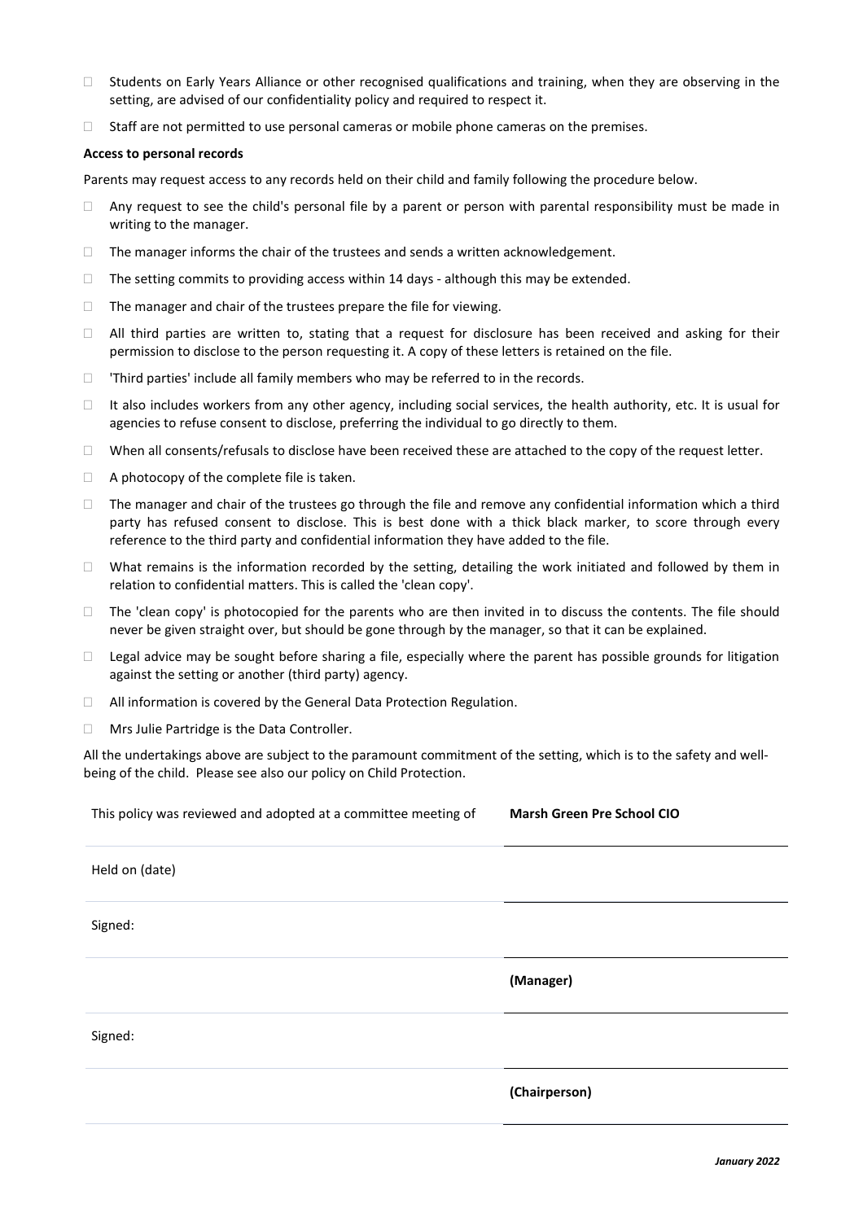- Students on Early Years Alliance or other recognised qualifications and training, when they are observing in the setting, are advised of our confidentiality policy and required to respect it.
- Staff are not permitted to use personal cameras or mobile phone cameras on the premises.

**Access to personal records**

Parents may request access to any records held on their child and family following the procedure below.

- Any request to see the child's personal file by a parent or person with parental responsibility must be made in writing to the manager.
- The manager informs the chair of the trustees and sends a written acknowledgement.
- The setting commits to providing access within 14 days - although this may be extended.
- The manager and chair of the trustees prepare the file for viewing.
- All third parties are written to, stating that a request for disclosure has been received and asking for their permission to disclose to the person requesting it. A copy of these letters is retained on the file.
- 'Third parties' include all family members who may be referred to in the records.
- It also includes workers from any other agency, including social services, the health authority, etc. It is usual for agencies to refuse consent to disclose, preferring the individual to go directly to them.
- When all consents/refusals to disclose have been received these are attached to the copy of the request letter.
- A photocopy of the complete file is taken.
- The manager and chair of the trustees go through the file and remove any confidential information which a third party has refused consent to disclose. This is best done with a thick black marker, to score through every reference to the third party and confidential information they have added to the file.
- What remains is the information recorded by the setting, detailing the work initiated and followed by them in relation to confidential matters. This is called the 'clean copy'.
- The 'clean copy' is photocopied for the parents who are then invited in to discuss the contents. The file should never be given straight over, but should be gone through by the manager, so that it can be explained.
- Legal advice may be sought before sharing a file, especially where the parent has possible grounds for litigation against the setting or another (third party) agency.
- All information is covered by the General Data Protection Regulation.
- Mrs Julie Partridge is the Data Controller.

All the undertakings above are subject to the paramount commitment of the setting, which is to the safety and well-being of the child. Please see also our policy on Child Protection.

| | |
|---|---|
| This policy was reviewed and adopted at a committee meeting of | **Marsh Green Pre School CIO** |
| Held on (date) | |
| Signed: | |
| | **(Manager)** |
| Signed: | |
| | **(Chairperson)** |

*January 2022*